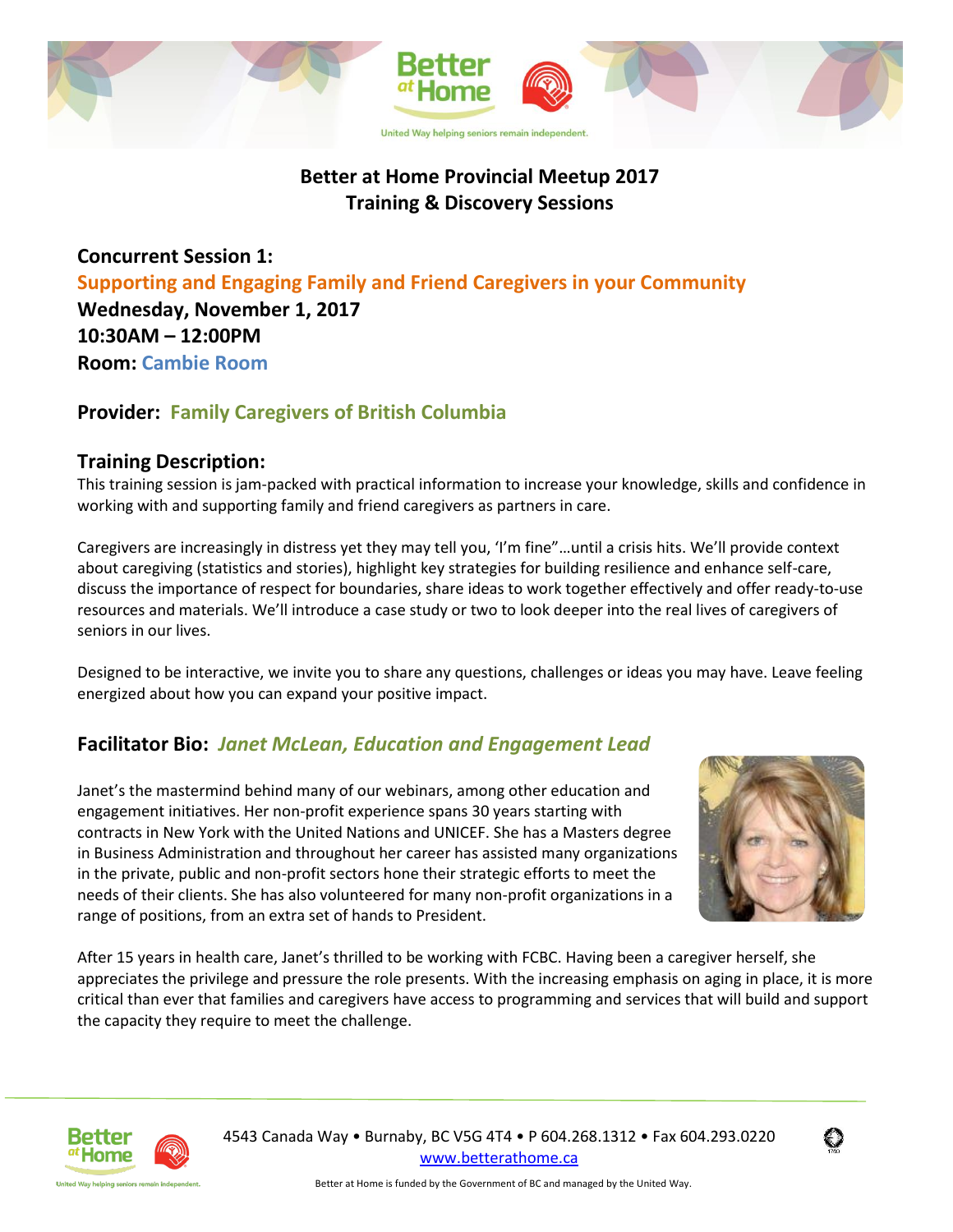# Better at Home Provincial Meetup 2017
## Training & Discovery Sessions

**Concurrent Session 1:**
**Supporting and Engaging Family and Friend Caregivers in your Community**
**Wednesday, November 1, 2017**
**10:30AM – 12:00PM**
**Room: Cambie Room**

### Provider: Family Caregivers of British Columbia

### Training Description:

This training session is jam-packed with practical information to increase your knowledge, skills and confidence in working with and supporting family and friend caregivers as partners in care.

Caregivers are increasingly in distress yet they may tell you, 'I'm fine"…until a crisis hits. We'll provide context about caregiving (statistics and stories), highlight key strategies for building resilience and enhance self-care, discuss the importance of respect for boundaries, share ideas to work together effectively and offer ready-to-use resources and materials. We'll introduce a case study or two to look deeper into the real lives of caregivers of seniors in our lives.

Designed to be interactive, we invite you to share any questions, challenges or ideas you may have. Leave feeling energized about how you can expand your positive impact.

### Facilitator Bio: *Janet McLean, Education and Engagement Lead*

Janet's the mastermind behind many of our webinars, among other education and engagement initiatives. Her non-profit experience spans 30 years starting with contracts in New York with the United Nations and UNICEF. She has a Masters degree in Business Administration and throughout her career has assisted many organizations in the private, public and non-profit sectors hone their strategic efforts to meet the needs of their clients. She has also volunteered for many non-profit organizations in a range of positions, from an extra set of hands to President.

After 15 years in health care, Janet's thrilled to be working with FCBC. Having been a caregiver herself, she appreciates the privilege and pressure the role presents. With the increasing emphasis on aging in place, it is more critical than ever that families and caregivers have access to programming and services that will build and support the capacity they require to meet the challenge.

4543 Canada Way • Burnaby, BC V5G 4T4 • P 604.268.1312 • Fax 604.293.0220
www.betterathome.ca

Better at Home is funded by the Government of BC and managed by the United Way.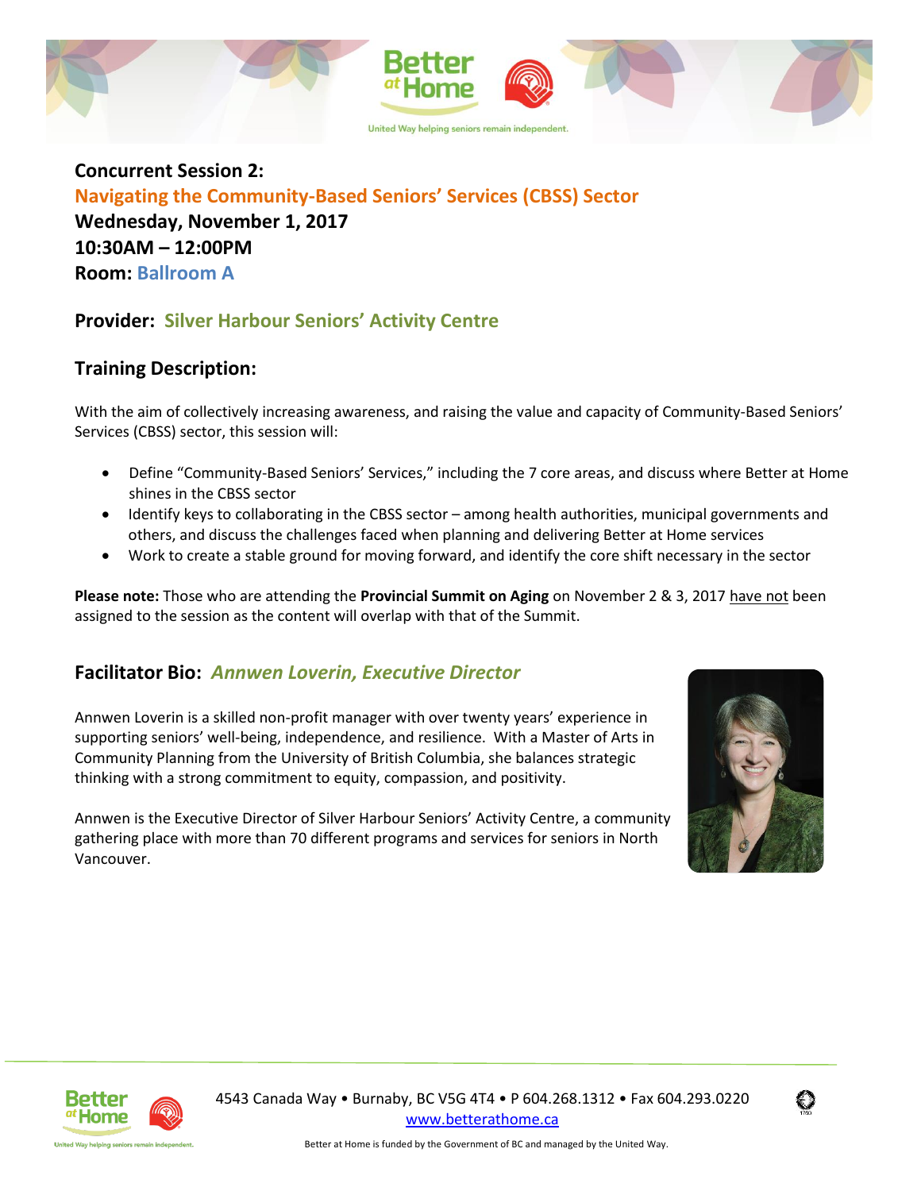**Concurrent Session 2:**
**Navigating the Community-Based Seniors' Services (CBSS) Sector**
**Wednesday, November 1, 2017**
**10:30AM – 12:00PM**
**Room: Ballroom A**

## Provider: Silver Harbour Seniors' Activity Centre

## Training Description:

With the aim of collectively increasing awareness, and raising the value and capacity of Community-Based Seniors' Services (CBSS) sector, this session will:

- Define "Community-Based Seniors' Services," including the 7 core areas, and discuss where Better at Home shines in the CBSS sector
- Identify keys to collaborating in the CBSS sector – among health authorities, municipal governments and others, and discuss the challenges faced when planning and delivering Better at Home services
- Work to create a stable ground for moving forward, and identify the core shift necessary in the sector

**Please note:** Those who are attending the **Provincial Summit on Aging** on November 2 & 3, 2017 have not been assigned to the session as the content will overlap with that of the Summit.

## Facilitator Bio: *Annwen Loverin, Executive Director*

Annwen Loverin is a skilled non-profit manager with over twenty years' experience in supporting seniors' well-being, independence, and resilience. With a Master of Arts in Community Planning from the University of British Columbia, she balances strategic thinking with a strong commitment to equity, compassion, and positivity.

Annwen is the Executive Director of Silver Harbour Seniors' Activity Centre, a community gathering place with more than 70 different programs and services for seniors in North Vancouver.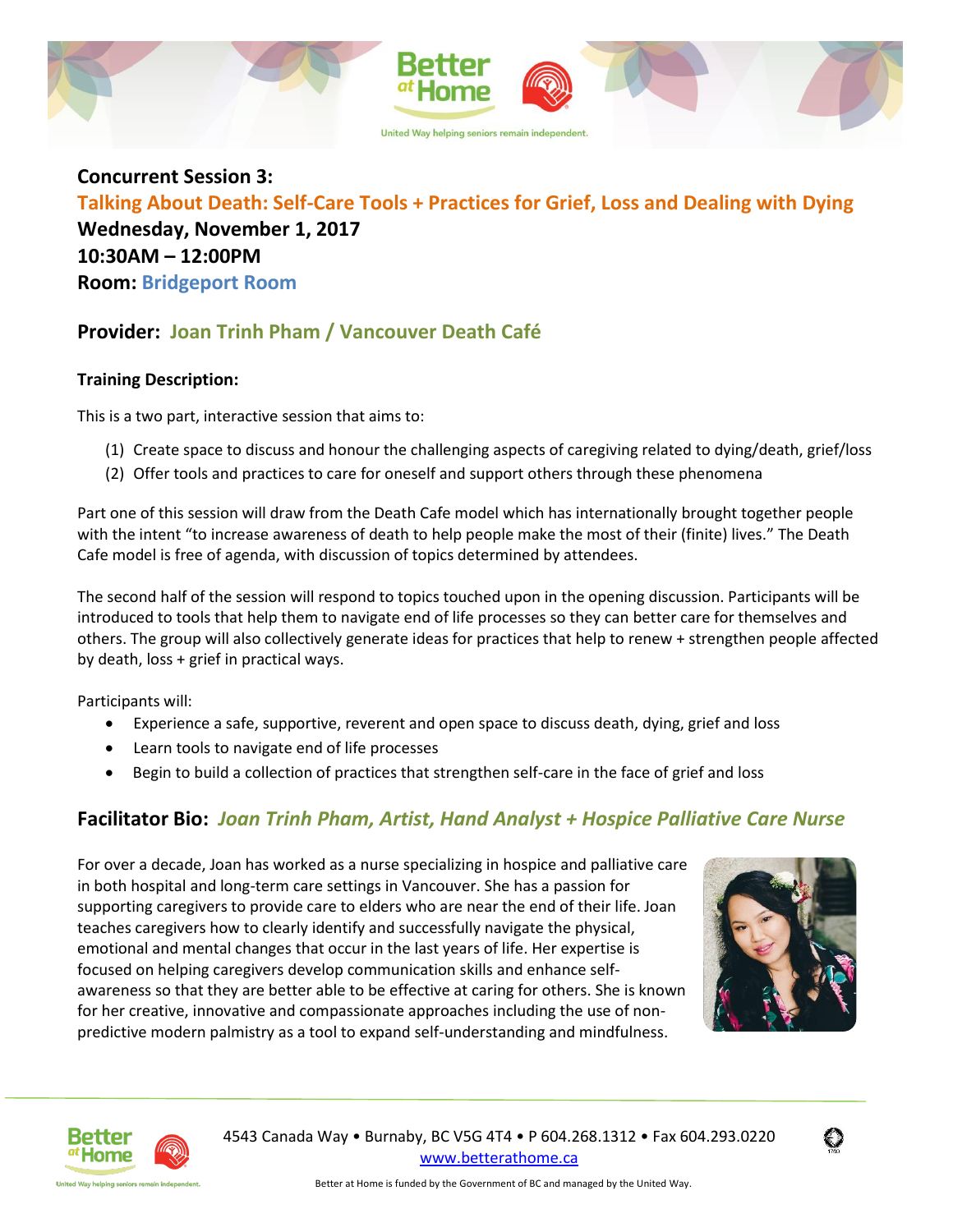**Concurrent Session 3:**
**Talking About Death: Self-Care Tools + Practices for Grief, Loss and Dealing with Dying**
**Wednesday, November 1, 2017**
**10:30AM – 12:00PM**
**Room: Bridgeport Room**

## Provider: Joan Trinh Pham / Vancouver Death Café

### Training Description:

This is a two part, interactive session that aims to:

(1) Create space to discuss and honour the challenging aspects of caregiving related to dying/death, grief/loss
(2) Offer tools and practices to care for oneself and support others through these phenomena

Part one of this session will draw from the Death Cafe model which has internationally brought together people with the intent "to increase awareness of death to help people make the most of their (finite) lives." The Death Cafe model is free of agenda, with discussion of topics determined by attendees.

The second half of the session will respond to topics touched upon in the opening discussion. Participants will be introduced to tools that help them to navigate end of life processes so they can better care for themselves and others. The group will also collectively generate ideas for practices that help to renew + strengthen people affected by death, loss + grief in practical ways.

Participants will:

- Experience a safe, supportive, reverent and open space to discuss death, dying, grief and loss
- Learn tools to navigate end of life processes
- Begin to build a collection of practices that strengthen self-care in the face of grief and loss

## Facilitator Bio: *Joan Trinh Pham, Artist, Hand Analyst + Hospice Palliative Care Nurse*

For over a decade, Joan has worked as a nurse specializing in hospice and palliative care in both hospital and long-term care settings in Vancouver. She has a passion for supporting caregivers to provide care to elders who are near the end of their life. Joan teaches caregivers how to clearly identify and successfully navigate the physical, emotional and mental changes that occur in the last years of life. Her expertise is focused on helping caregivers develop communication skills and enhance self-awareness so that they are better able to be effective at caring for others. She is known for her creative, innovative and compassionate approaches including the use of non-predictive modern palmistry as a tool to expand self-understanding and mindfulness.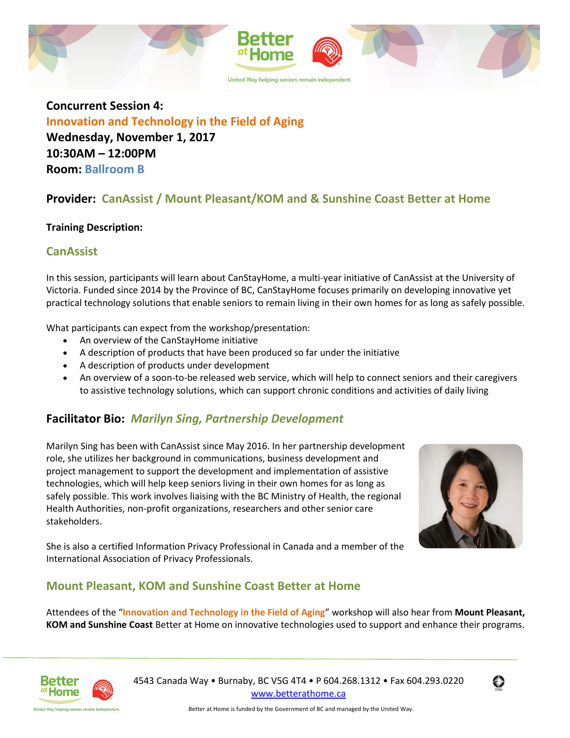**Concurrent Session 4:**
**Innovation and Technology in the Field of Aging**
**Wednesday, November 1, 2017**
**10:30AM – 12:00PM**
**Room: Ballroom B**

## Provider: CanAssist / Mount Pleasant/KOM and & Sunshine Coast Better at Home

**Training Description:**

### CanAssist

In this session, participants will learn about CanStayHome, a multi-year initiative of CanAssist at the University of Victoria. Funded since 2014 by the Province of BC, CanStayHome focuses primarily on developing innovative yet practical technology solutions that enable seniors to remain living in their own homes for as long as safely possible.

What participants can expect from the workshop/presentation:

- An overview of the CanStayHome initiative
- A description of products that have been produced so far under the initiative
- A description of products under development
- An overview of a soon-to-be released web service, which will help to connect seniors and their caregivers to assistive technology solutions, which can support chronic conditions and activities of daily living

## Facilitator Bio: *Marilyn Sing, Partnership Development*

Marilyn Sing has been with CanAssist since May 2016. In her partnership development role, she utilizes her background in communications, business development and project management to support the development and implementation of assistive technologies, which will help keep seniors living in their own homes for as long as safely possible. This work involves liaising with the BC Ministry of Health, the regional Health Authorities, non-profit organizations, researchers and other senior care stakeholders.

She is also a certified Information Privacy Professional in Canada and a member of the International Association of Privacy Professionals.

### Mount Pleasant, KOM and Sunshine Coast Better at Home

Attendees of the "**Innovation and Technology in the Field of Aging**" workshop will also hear from **Mount Pleasant, KOM and Sunshine Coast** Better at Home on innovative technologies used to support and enhance their programs.